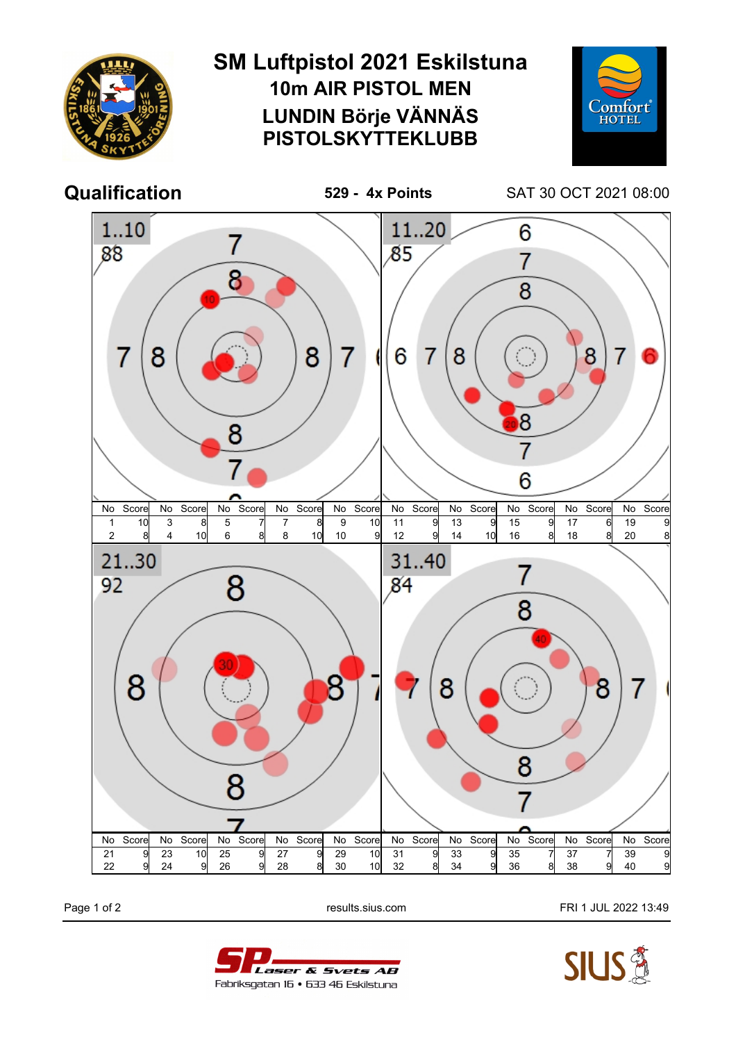# SM Luftpistol 2021 Eskilstuna

## 10m AIR PISTOL MEN

## LUNDIN Börje VÄNNÄS PISTOLSKYTTEKLUBB

**Qualification** **529 - 4x Points** SAT 30 OCT 2021 08:00

**1..10** — 88

| No | Score | No | Score | No | Score | No | Score | No | Score |
|---|---|---|---|---|---|---|---|---|---|
| 1 | 10 | 3 | 8 | 5 | 7 | 7 | 8 | 9 | 10 |
| 2 | 8 | 4 | 10 | 6 | 8 | 8 | 10 | 10 | 9 |

**11..20** — 85

| No | Score | No | Score | No | Score | No | Score | No | Score |
|---|---|---|---|---|---|---|---|---|---|
| 11 | 9 | 13 | 9 | 15 | 9 | 17 | 6 | 19 | 9 |
| 12 | 9 | 14 | 10 | 16 | 8 | 18 | 8 | 20 | 8 |

**21..30** — 92

| No | Score | No | Score | No | Score | No | Score | No | Score |
|---|---|---|---|---|---|---|---|---|---|
| 21 | 9 | 23 | 10 | 25 | 9 | 27 | 9 | 29 | 10 |
| 22 | 9 | 24 | 9 | 26 | 9 | 28 | 8 | 30 | 10 |

**31..40** — 84

| No | Score | No | Score | No | Score | No | Score | No | Score |
|---|---|---|---|---|---|---|---|---|---|
| 31 | 9 | 33 | 9 | 35 | 7 | 37 | 7 | 39 | 9 |
| 32 | 8 | 34 | 9 | 36 | 8 | 38 | 9 | 40 | 9 |

results.sius.com FRI 1 JUL 2022 13:49

SP Laser & Svets AB
Fabriksgatan 16 • 633 46 Eskilstuna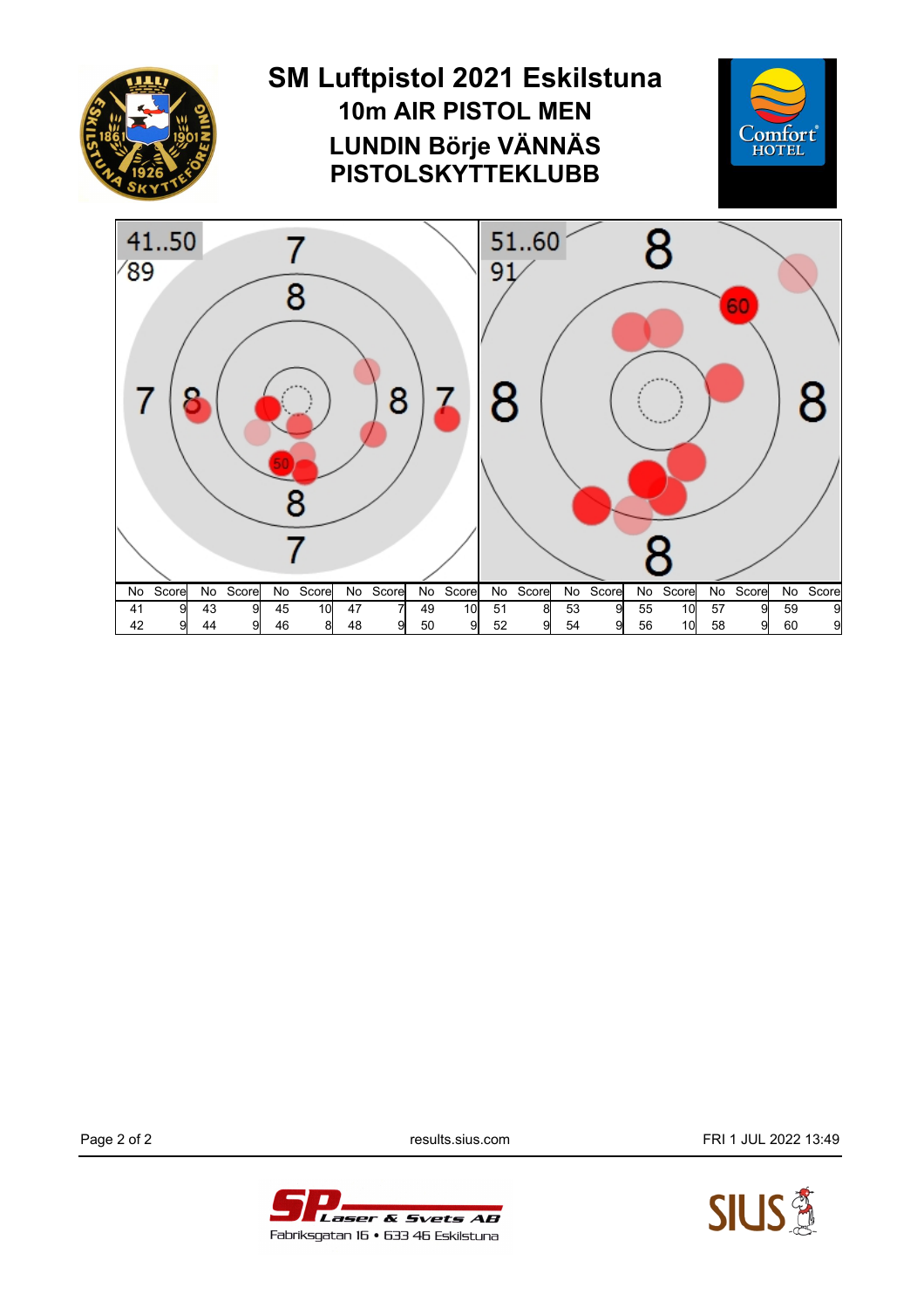# SM Luftpistol 2021 Eskilstuna

## 10m AIR PISTOL MEN

## LUNDIN Börje VÄNNÄS PISTOLSKYTTEKLUBB

41..50
89

51..60
91

| No | Score | No | Score | No | Score | No | Score | No | Score | No | Score | No | Score | No | Score | No | Score | No | Score |
|---|---|---|---|---|---|---|---|---|---|---|---|---|---|---|---|---|---|---|---|
| 41 | 9 | 43 | 9 | 45 | 10 | 47 | 7 | 49 | 10 | 51 | 8 | 53 | 9 | 55 | 10 | 57 | 9 | 59 | 9 |
| 42 | 9 | 44 | 9 | 46 | 8 | 48 | 9 | 50 | 9 | 52 | 9 | 54 | 9 | 56 | 10 | 58 | 9 | 60 | 9 |

results.sius.com

FRI 1 JUL 2022 13:49

SP Laser & Svets AB
Fabriksgatan 16 • 633 46 Eskilstuna

SIUS